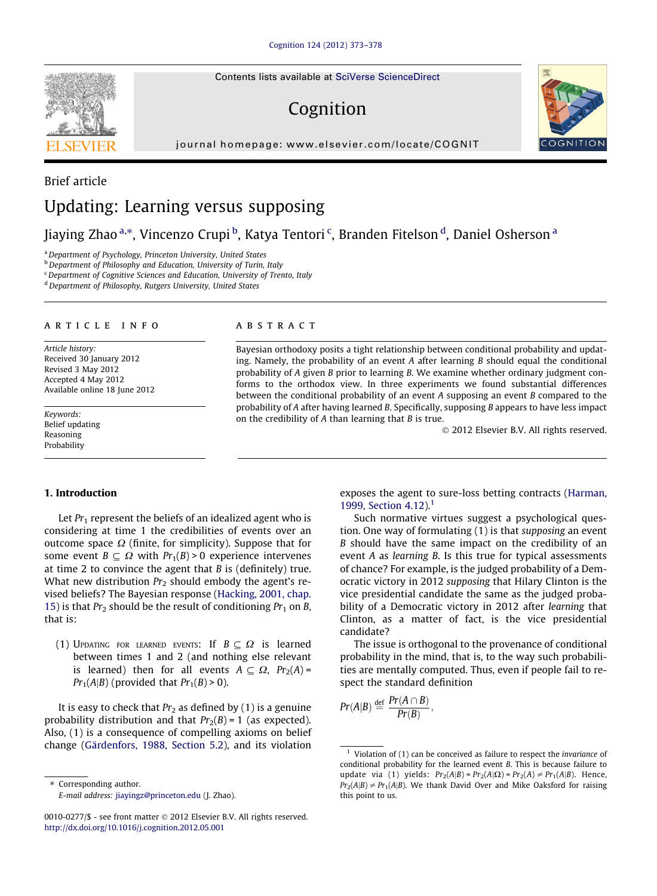Brief article

# Updating: Learning versus supposing

Jiaying Zhao [a,*], Vincenzo Crupi [b], Katya Tentori [c], Branden Fitelson [d], Daniel Osherson [a]

[a] Department of Psychology, Princeton University, United States
[b] Department of Philosophy and Education, University of Turin, Italy
[c] Department of Cognitive Sciences and Education, University of Trento, Italy
[d] Department of Philosophy, Rutgers University, United States

**ARTICLE INFO**

*Article history:*
Received 30 January 2012
Revised 3 May 2012
Accepted 4 May 2012
Available online 18 June 2012

*Keywords:*
Belief updating
Reasoning
Probability

**ABSTRACT**

Bayesian orthodoxy posits a tight relationship between conditional probability and updating. Namely, the probability of an event $A$ after learning $B$ should equal the conditional probability of $A$ given $B$ prior to learning $B$. We examine whether ordinary judgment conforms to the orthodox view. In three experiments we found substantial differences between the conditional probability of an event $A$ supposing an event $B$ compared to the probability of $A$ after having learned $B$. Specifically, supposing $B$ appears to have less impact on the credibility of $A$ than learning that $B$ is true.

© 2012 Elsevier B.V. All rights reserved.

## 1. Introduction

Let $Pr_1$ represent the beliefs of an idealized agent who is considering at time 1 the credibilities of events over an outcome space $\Omega$ (finite, for simplicity). Suppose that for some event $B \subseteq \Omega$ with $Pr_1(B) > 0$ experience intervenes at time 2 to convince the agent that $B$ is (definitely) true. What new distribution $Pr_2$ should embody the agent's revised beliefs? The Bayesian response (Hacking, 2001, chap. 15) is that $Pr_2$ should be the result of conditioning $Pr_1$ on $B$, that is:

(1) Updating for learned events: If $B \subseteq \Omega$ is learned between times 1 and 2 (and nothing else relevant is learned) then for all events $A \subseteq \Omega$, $Pr_2(A) = Pr_1(A|B)$ (provided that $Pr_1(B) > 0$).

It is easy to check that $Pr_2$ as defined by (1) is a genuine probability distribution and that $Pr_2(B) = 1$ (as expected). Also, (1) is a consequence of compelling axioms on belief change (Gärdenfors, 1988, Section 5.2), and its violation exposes the agent to sure-loss betting contracts (Harman, 1999, Section 4.12).[1]

Such normative virtues suggest a psychological question. One way of formulating (1) is that *supposing* an event $B$ should have the same impact on the credibility of an event $A$ as *learning* $B$. Is this true for typical assessments of chance? For example, is the judged probability of a Democratic victory in 2012 *supposing* that Hilary Clinton is the vice presidential candidate the same as the judged probability of a Democratic victory in 2012 after *learning* that Clinton, as a matter of fact, is the vice presidential candidate?

The issue is orthogonal to the provenance of conditional probability in the mind, that is, to the way such probabilities are mentally computed. Thus, even if people fail to respect the standard definition

$$Pr(A|B) \stackrel{\text{def}}{=} \frac{Pr(A \cap B)}{Pr(B)},$$

[1] Violation of (1) can be conceived as failure to respect the *invariance* of conditional probability for the learned event $B$. This is because failure to update via (1) yields: $Pr_2(A|B) = Pr_2(A|\Omega) = Pr_2(A) \neq Pr_1(A|B)$. Hence, $Pr_2(A|B) \neq Pr_1(A|B)$. We thank David Over and Mike Oaksford for raising this point to us.

* Corresponding author.
E-mail address: jiayingz@princeton.edu (J. Zhao).

0010-0277/$ - see front matter © 2012 Elsevier B.V. All rights reserved.
http://dx.doi.org/10.1016/j.cognition.2012.05.001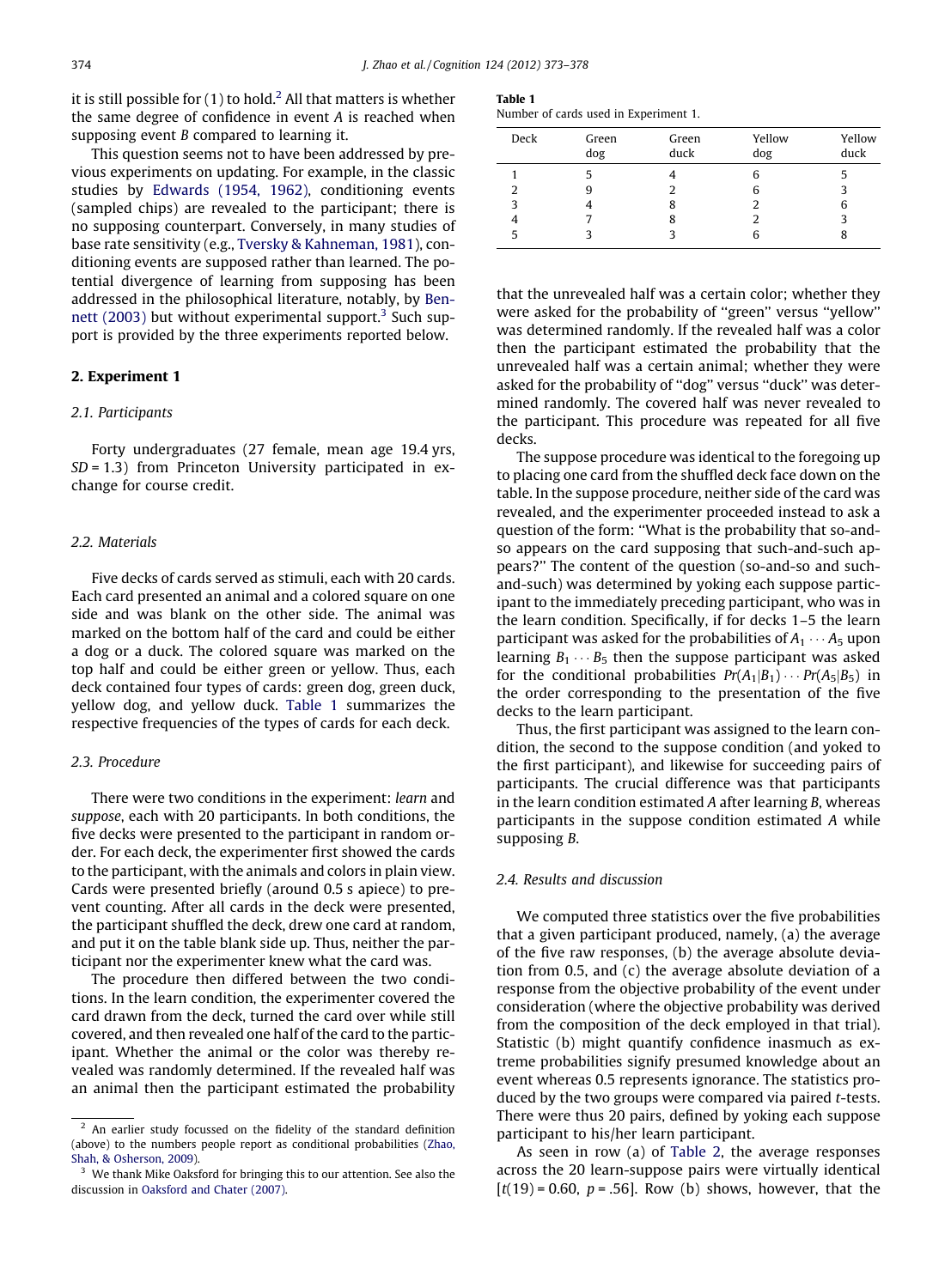it is still possible for (1) to hold.[2] All that matters is whether the same degree of confidence in event A is reached when supposing event B compared to learning it.

This question seems not to have been addressed by previous experiments on updating. For example, in the classic studies by Edwards (1954, 1962), conditioning events (sampled chips) are revealed to the participant; there is no supposing counterpart. Conversely, in many studies of base rate sensitivity (e.g., Tversky & Kahneman, 1981), conditioning events are supposed rather than learned. The potential divergence of learning from supposing has been addressed in the philosophical literature, notably, by Bennett (2003) but without experimental support.[3] Such support is provided by the three experiments reported below.

## 2. Experiment 1

### 2.1. Participants

Forty undergraduates (27 female, mean age 19.4 yrs, $SD = 1.3$) from Princeton University participated in exchange for course credit.

### 2.2. Materials

Five decks of cards served as stimuli, each with 20 cards. Each card presented an animal and a colored square on one side and was blank on the other side. The animal was marked on the bottom half of the card and could be either a dog or a duck. The colored square was marked on the top half and could be either green or yellow. Thus, each deck contained four types of cards: green dog, green duck, yellow dog, and yellow duck. Table 1 summarizes the respective frequencies of the types of cards for each deck.

### 2.3. Procedure

There were two conditions in the experiment: *learn* and *suppose*, each with 20 participants. In both conditions, the five decks were presented to the participant in random order. For each deck, the experimenter first showed the cards to the participant, with the animals and colors in plain view. Cards were presented briefly (around 0.5 s apiece) to prevent counting. After all cards in the deck were presented, the participant shuffled the deck, drew one card at random, and put it on the table blank side up. Thus, neither the participant nor the experimenter knew what the card was.

The procedure then differed between the two conditions. In the learn condition, the experimenter covered the card drawn from the deck, turned the card over while still covered, and then revealed one half of the card to the participant. Whether the animal or the color was thereby revealed was randomly determined. If the revealed half was an animal then the participant estimated the probability that the unrevealed half was a certain color; whether they were asked for the probability of "green" versus "yellow" was determined randomly. If the revealed half was a color then the participant estimated the probability that the unrevealed half was a certain animal; whether they were asked for the probability of "dog" versus "duck" was determined randomly. The covered half was never revealed to the participant. This procedure was repeated for all five decks.

**Table 1**
Number of cards used in Experiment 1.

| Deck | Green dog | Green duck | Yellow dog | Yellow duck |
|---|---|---|---|---|
| 1 | 5 | 4 | 6 | 5 |
| 2 | 9 | 2 | 6 | 3 |
| 3 | 4 | 8 | 2 | 6 |
| 4 | 7 | 8 | 2 | 3 |
| 5 | 3 | 3 | 6 | 8 |

The suppose procedure was identical to the foregoing up to placing one card from the shuffled deck face down on the table. In the suppose procedure, neither side of the card was revealed, and the experimenter proceeded instead to ask a question of the form: "What is the probability that so-and-so appears on the card supposing that such-and-such appears?" The content of the question (so-and-so and such-and-such) was determined by yoking each suppose participant to the immediately preceding participant, who was in the learn condition. Specifically, if for decks 1–5 the learn participant was asked for the probabilities of $A_1 \cdots A_5$ upon learning $B_1 \cdots B_5$ then the suppose participant was asked for the conditional probabilities $Pr(A_1|B_1) \cdots Pr(A_5|B_5)$ in the order corresponding to the presentation of the five decks to the learn participant.

Thus, the first participant was assigned to the learn condition, the second to the suppose condition (and yoked to the first participant), and likewise for succeeding pairs of participants. The crucial difference was that participants in the learn condition estimated A after learning B, whereas participants in the suppose condition estimated A while supposing B.

### 2.4. Results and discussion

We computed three statistics over the five probabilities that a given participant produced, namely, (a) the average of the five raw responses, (b) the average absolute deviation from 0.5, and (c) the average absolute deviation of a response from the objective probability of the event under consideration (where the objective probability was derived from the composition of the deck employed in that trial). Statistic (b) might quantify confidence inasmuch as extreme probabilities signify presumed knowledge about an event whereas 0.5 represents ignorance. The statistics produced by the two groups were compared via paired *t*-tests. There were thus 20 pairs, defined by yoking each suppose participant to his/her learn participant.

As seen in row (a) of Table 2, the average responses across the 20 learn-suppose pairs were virtually identical [$t(19) = 0.60$, $p = .56$]. Row (b) shows, however, that the

[2] An earlier study focussed on the fidelity of the standard definition (above) to the numbers people report as conditional probabilities (Zhao, Shah, & Osherson, 2009).

[3] We thank Mike Oaksford for bringing this to our attention. See also the discussion in Oaksford and Chater (2007).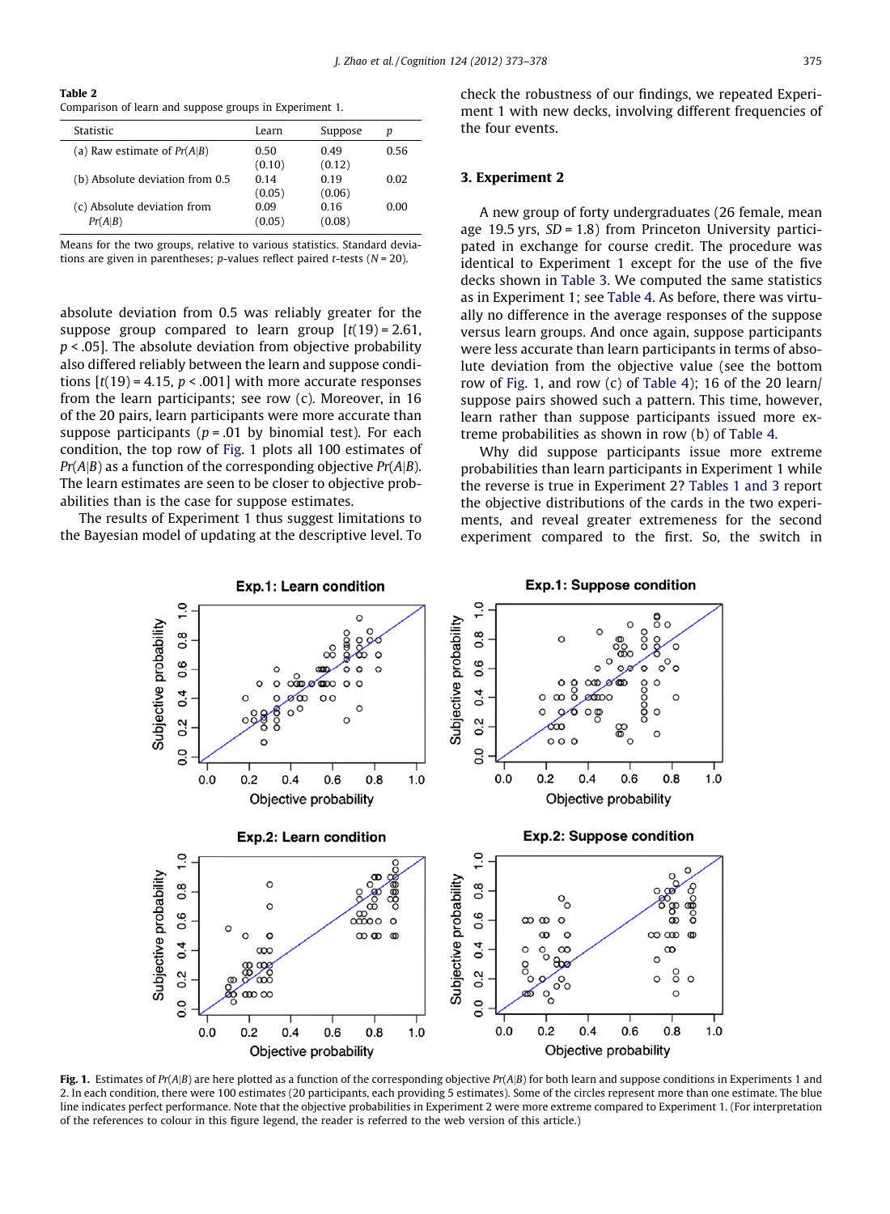**Table 2**
Comparison of learn and suppose groups in Experiment 1.

| Statistic | Learn | Suppose | p |
|---|---|---|---|
| (a) Raw estimate of $Pr(A\|B)$ | 0.50 (0.10) | 0.49 (0.12) | 0.56 |
| (b) Absolute deviation from 0.5 | 0.14 (0.05) | 0.19 (0.06) | 0.02 |
| (c) Absolute deviation from $Pr(A\|B)$ | 0.09 (0.05) | 0.16 (0.08) | 0.00 |

Means for the two groups, relative to various statistics. Standard deviations are given in parentheses; p-values reflect paired t-tests ($N = 20$).

absolute deviation from 0.5 was reliably greater for the suppose group compared to learn group [$t(19) = 2.61$, $p < .05$]. The absolute deviation from objective probability also differed reliably between the learn and suppose conditions [$t(19) = 4.15$, $p < .001$] with more accurate responses from the learn participants; see row (c). Moreover, in 16 of the 20 pairs, learn participants were more accurate than suppose participants ($p = .01$ by binomial test). For each condition, the top row of Fig. 1 plots all 100 estimates of $Pr(A|B)$ as a function of the corresponding objective $Pr(A|B)$. The learn estimates are seen to be closer to objective probabilities than is the case for suppose estimates.

The results of Experiment 1 thus suggest limitations to the Bayesian model of updating at the descriptive level. To check the robustness of our findings, we repeated Experiment 1 with new decks, involving different frequencies of the four events.

## 3. Experiment 2

A new group of forty undergraduates (26 female, mean age 19.5 yrs, $SD = 1.8$) from Princeton University participated in exchange for course credit. The procedure was identical to Experiment 1 except for the use of the five decks shown in Table 3. We computed the same statistics as in Experiment 1; see Table 4. As before, there was virtually no difference in the average responses of the suppose versus learn groups. And once again, suppose participants were less accurate than learn participants in terms of absolute deviation from the objective value (see the bottom row of Fig. 1, and row (c) of Table 4); 16 of the 20 learn/suppose pairs showed such a pattern. This time, however, learn rather than suppose participants issued more extreme probabilities as shown in row (b) of Table 4.

Why did suppose participants issue more extreme probabilities than learn participants in Experiment 1 while the reverse is true in Experiment 2? Tables 1 and 3 report the objective distributions of the cards in the two experiments, and reveal greater extremeness for the second experiment compared to the first. So, the switch in

**Fig. 1.** Estimates of $Pr(A|B)$ are here plotted as a function of the corresponding objective $Pr(A|B)$ for both learn and suppose conditions in Experiments 1 and 2. In each condition, there were 100 estimates (20 participants, each providing 5 estimates). Some of the circles represent more than one estimate. The blue line indicates perfect performance. Note that the objective probabilities in Experiment 2 were more extreme compared to Experiment 1. (For interpretation of the references to colour in this figure legend, the reader is referred to the web version of this article.)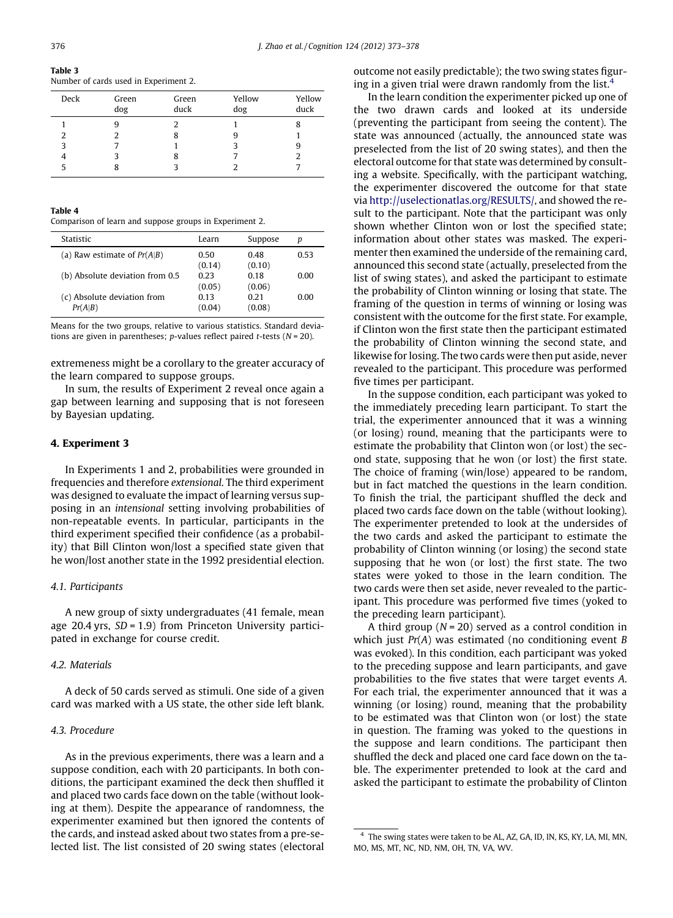**Table 3**
Number of cards used in Experiment 2.

| Deck | Green dog | Green duck | Yellow dog | Yellow duck |
|---|---|---|---|---|
| 1 | 9 | 2 | 1 | 8 |
| 2 | 2 | 8 | 9 | 1 |
| 3 | 7 | 1 | 3 | 9 |
| 4 | 3 | 8 | 7 | 2 |
| 5 | 8 | 3 | 2 | 7 |

**Table 4**
Comparison of learn and suppose groups in Experiment 2.

| Statistic | Learn | Suppose | p |
|---|---|---|---|
| (a) Raw estimate of $Pr(A\|B)$ | 0.50 (0.14) | 0.48 (0.10) | 0.53 |
| (b) Absolute deviation from 0.5 | 0.23 (0.05) | 0.18 (0.06) | 0.00 |
| (c) Absolute deviation from $Pr(A\|B)$ | 0.13 (0.04) | 0.21 (0.08) | 0.00 |

Means for the two groups, relative to various statistics. Standard deviations are given in parentheses; p-values reflect paired t-tests ($N = 20$).

extremeness might be a corollary to the greater accuracy of the learn compared to suppose groups.

In sum, the results of Experiment 2 reveal once again a gap between learning and supposing that is not foreseen by Bayesian updating.

## 4. Experiment 3

In Experiments 1 and 2, probabilities were grounded in frequencies and therefore *extensional*. The third experiment was designed to evaluate the impact of learning versus supposing in an *intensional* setting involving probabilities of non-repeatable events. In particular, participants in the third experiment specified their confidence (as a probability) that Bill Clinton won/lost a specified state given that he won/lost another state in the 1992 presidential election.

### 4.1. Participants

A new group of sixty undergraduates (41 female, mean age 20.4 yrs, $SD = 1.9$) from Princeton University participated in exchange for course credit.

### 4.2. Materials

A deck of 50 cards served as stimuli. One side of a given card was marked with a US state, the other side left blank.

### 4.3. Procedure

As in the previous experiments, there was a learn and a suppose condition, each with 20 participants. In both conditions, the participant examined the deck then shuffled it and placed two cards face down on the table (without looking at them). Despite the appearance of randomness, the experimenter examined but then ignored the contents of the cards, and instead asked about two states from a pre-selected list. The list consisted of 20 swing states (electoral outcome not easily predictable); the two swing states figuring in a given trial were drawn randomly from the list.[4]

In the learn condition the experimenter picked up one of the two drawn cards and looked at its underside (preventing the participant from seeing the content). The state was announced (actually, the announced state was preselected from the list of 20 swing states), and then the electoral outcome for that state was determined by consulting a website. Specifically, with the participant watching, the experimenter discovered the outcome for that state via http://uselectionatlas.org/RESULTS/, and showed the result to the participant. Note that the participant was only shown whether Clinton won or lost the specified state; information about other states was masked. The experimenter then examined the underside of the remaining card, announced this second state (actually, preselected from the list of swing states), and asked the participant to estimate the probability of Clinton winning or losing that state. The framing of the question in terms of winning or losing was consistent with the outcome for the first state. For example, if Clinton won the first state then the participant estimated the probability of Clinton winning the second state, and likewise for losing. The two cards were then put aside, never revealed to the participant. This procedure was performed five times per participant.

In the suppose condition, each participant was yoked to the immediately preceding learn participant. To start the trial, the experimenter announced that it was a winning (or losing) round, meaning that the participants were to estimate the probability that Clinton won (or lost) the second state, supposing that he won (or lost) the first state. The choice of framing (win/lose) appeared to be random, but in fact matched the questions in the learn condition. To finish the trial, the participant shuffled the deck and placed two cards face down on the table (without looking). The experimenter pretended to look at the undersides of the two cards and asked the participant to estimate the probability of Clinton winning (or losing) the second state supposing that he won (or lost) the first state. The two states were yoked to those in the learn condition. The two cards were then set aside, never revealed to the participant. This procedure was performed five times (yoked to the preceding learn participant).

A third group ($N = 20$) served as a control condition in which just $Pr(A)$ was estimated (no conditioning event $B$ was evoked). In this condition, each participant was yoked to the preceding suppose and learn participants, and gave probabilities to the five states that were target events $A$. For each trial, the experimenter announced that it was a winning (or losing) round, meaning that the probability to be estimated was that Clinton won (or lost) the state in question. The framing was yoked to the questions in the suppose and learn conditions. The participant then shuffled the deck and placed one card face down on the table. The experimenter pretended to look at the card and asked the participant to estimate the probability of Clinton

[4] The swing states were taken to be AL, AZ, GA, ID, IN, KS, KY, LA, MI, MN, MO, MS, MT, NC, ND, NM, OH, TN, VA, WV.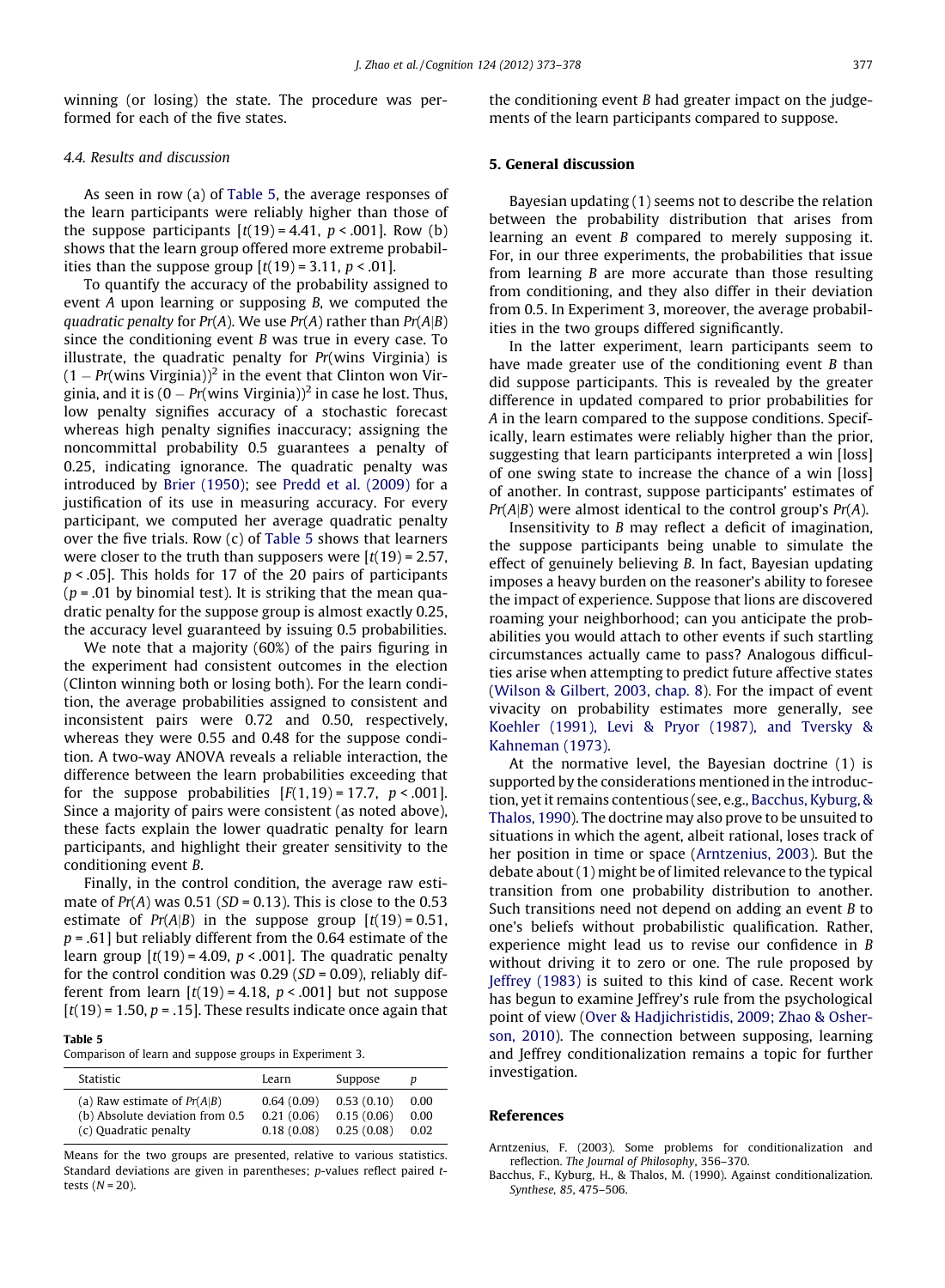winning (or losing) the state. The procedure was performed for each of the five states.

### 4.4. Results and discussion

As seen in row (a) of Table 5, the average responses of the learn participants were reliably higher than those of the suppose participants [$t(19) = 4.41$, $p < .001$]. Row (b) shows that the learn group offered more extreme probabilities than the suppose group [$t(19) = 3.11$, $p < .01$].

To quantify the accuracy of the probability assigned to event $A$ upon learning or supposing $B$, we computed the *quadratic penalty* for $Pr(A)$. We use $Pr(A)$ rather than $Pr(A|B)$ since the conditioning event $B$ was true in every case. To illustrate, the quadratic penalty for $Pr$(wins Virginia) is $(1 - Pr(\text{wins Virginia}))^2$ in the event that Clinton won Virginia, and it is $(0 - Pr(\text{wins Virginia}))^2$ in case he lost. Thus, low penalty signifies accuracy of a stochastic forecast whereas high penalty signifies inaccuracy; assigning the noncommittal probability 0.5 guarantees a penalty of 0.25, indicating ignorance. The quadratic penalty was introduced by Brier (1950); see Predd et al. (2009) for a justification of its use in measuring accuracy. For every participant, we computed her average quadratic penalty over the five trials. Row (c) of Table 5 shows that learners were closer to the truth than supposers were [$t(19) = 2.57$, $p < .05$]. This holds for 17 of the 20 pairs of participants ($p = .01$ by binomial test). It is striking that the mean quadratic penalty for the suppose group is almost exactly 0.25, the accuracy level guaranteed by issuing 0.5 probabilities.

We note that a majority (60%) of the pairs figuring in the experiment had consistent outcomes in the election (Clinton winning both or losing both). For the learn condition, the average probabilities assigned to consistent and inconsistent pairs were 0.72 and 0.50, respectively, whereas they were 0.55 and 0.48 for the suppose condition. A two-way ANOVA reveals a reliable interaction, the difference between the learn probabilities exceeding that for the suppose probabilities [$F(1, 19) = 17.7$, $p < .001$]. Since a majority of pairs were consistent (as noted above), these facts explain the lower quadratic penalty for learn participants, and highlight their greater sensitivity to the conditioning event $B$.

Finally, in the control condition, the average raw estimate of $Pr(A)$ was 0.51 ($SD = 0.13$). This is close to the 0.53 estimate of $Pr(A|B)$ in the suppose group [$t(19) = 0.51$, $p = .61$] but reliably different from the 0.64 estimate of the learn group [$t(19) = 4.09$, $p < .001$]. The quadratic penalty for the control condition was 0.29 ($SD = 0.09$), reliably different from learn [$t(19) = 4.18$, $p < .001$] but not suppose [$t(19) = 1.50$, $p = .15$]. These results indicate once again that the conditioning event $B$ had greater impact on the judgements of the learn participants compared to suppose.

**Table 5**
Comparison of learn and suppose groups in Experiment 3.

| Statistic | Learn | Suppose | $p$ |
|---|---|---|---|
| (a) Raw estimate of $Pr(A\|B)$ | 0.64 (0.09) | 0.53 (0.10) | 0.00 |
| (b) Absolute deviation from 0.5 | 0.21 (0.06) | 0.15 (0.06) | 0.00 |
| (c) Quadratic penalty | 0.18 (0.08) | 0.25 (0.08) | 0.02 |

Means for the two groups are presented, relative to various statistics. Standard deviations are given in parentheses; $p$-values reflect paired $t$-tests ($N = 20$).

## 5. General discussion

Bayesian updating (1) seems not to describe the relation between the probability distribution that arises from learning an event $B$ compared to merely supposing it. For, in our three experiments, the probabilities that issue from learning $B$ are more accurate than those resulting from conditioning, and they also differ in their deviation from 0.5. In Experiment 3, moreover, the average probabilities in the two groups differed significantly.

In the latter experiment, learn participants seem to have made greater use of the conditioning event $B$ than did suppose participants. This is revealed by the greater difference in updated compared to prior probabilities for $A$ in the learn compared to the suppose conditions. Specifically, learn estimates were reliably higher than the prior, suggesting that learn participants interpreted a win [loss] of one swing state to increase the chance of a win [loss] of another. In contrast, suppose participants' estimates of $Pr(A|B)$ were almost identical to the control group's $Pr(A)$.

Insensitivity to $B$ may reflect a deficit of imagination, the suppose participants being unable to simulate the effect of genuinely believing $B$. In fact, Bayesian updating imposes a heavy burden on the reasoner's ability to foresee the impact of experience. Suppose that lions are discovered roaming your neighborhood; can you anticipate the probabilities you would attach to other events if such startling circumstances actually came to pass? Analogous difficulties arise when attempting to predict future affective states (Wilson & Gilbert, 2003, chap. 8). For the impact of event vivacity on probability estimates more generally, see Koehler (1991), Levi & Pryor (1987), and Tversky & Kahneman (1973).

At the normative level, the Bayesian doctrine (1) is supported by the considerations mentioned in the introduction, yet it remains contentious (see, e.g., Bacchus, Kyburg, & Thalos, 1990). The doctrine may also prove to be unsuited to situations in which the agent, albeit rational, loses track of her position in time or space (Arntzenius, 2003). But the debate about (1) might be of limited relevance to the typical transition from one probability distribution to another. Such transitions need not depend on adding an event $B$ to one's beliefs without probabilistic qualification. Rather, experience might lead us to revise our confidence in $B$ without driving it to zero or one. The rule proposed by Jeffrey (1983) is suited to this kind of case. Recent work has begun to examine Jeffrey's rule from the psychological point of view (Over & Hadjichristidis, 2009; Zhao & Osherson, 2010). The connection between supposing, learning and Jeffrey conditionalization remains a topic for further investigation.

## References

Arntzenius, F. (2003). Some problems for conditionalization and reflection. *The Journal of Philosophy*, 356–370.

Bacchus, F., Kyburg, H., & Thalos, M. (1990). Against conditionalization. *Synthese, 85*, 475–506.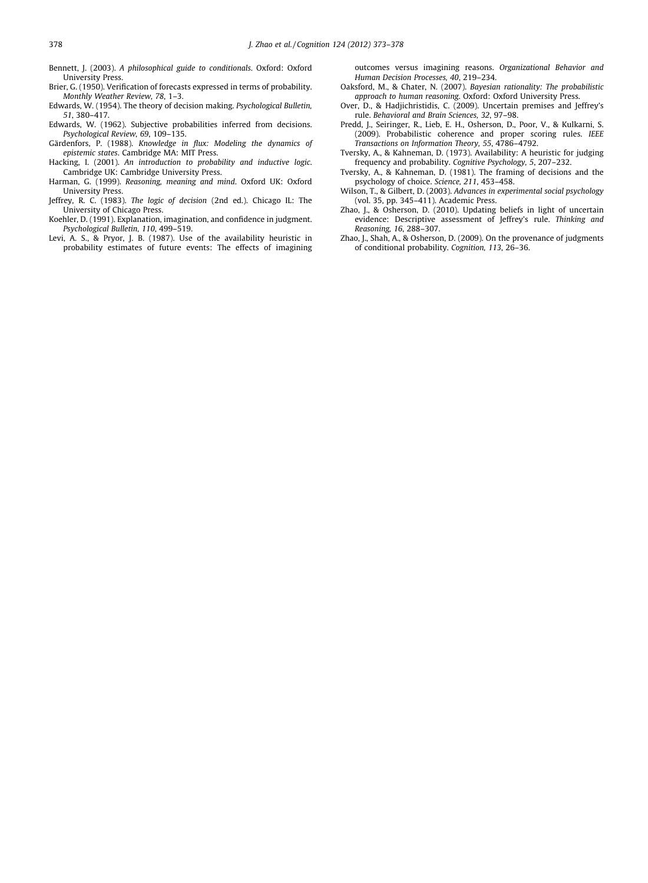Bennett, J. (2003). *A philosophical guide to conditionals*. Oxford: Oxford University Press.

Brier, G. (1950). Verification of forecasts expressed in terms of probability. *Monthly Weather Review, 78*, 1–3.

Edwards, W. (1954). The theory of decision making. *Psychological Bulletin, 51*, 380–417.

Edwards, W. (1962). Subjective probabilities inferred from decisions. *Psychological Review, 69*, 109–135.

Gärdenfors, P. (1988). *Knowledge in flux: Modeling the dynamics of epistemic states*. Cambridge MA: MIT Press.

Hacking, I. (2001). *An introduction to probability and inductive logic*. Cambridge UK: Cambridge University Press.

Harman, G. (1999). *Reasoning, meaning and mind*. Oxford UK: Oxford University Press.

Jeffrey, R. C. (1983). *The logic of decision* (2nd ed.). Chicago IL: The University of Chicago Press.

Koehler, D. (1991). Explanation, imagination, and confidence in judgment. *Psychological Bulletin, 110*, 499–519.

Levi, A. S., & Pryor, J. B. (1987). Use of the availability heuristic in probability estimates of future events: The effects of imagining outcomes versus imagining reasons. *Organizational Behavior and Human Decision Processes, 40*, 219–234.

Oaksford, M., & Chater, N. (2007). *Bayesian rationality: The probabilistic approach to human reasoning*. Oxford: Oxford University Press.

Over, D., & Hadjichristidis, C. (2009). Uncertain premises and Jeffrey's rule. *Behavioral and Brain Sciences, 32*, 97–98.

Predd, J., Seiringer, R., Lieb, E. H., Osherson, D., Poor, V., & Kulkarni, S. (2009). Probabilistic coherence and proper scoring rules. *IEEE Transactions on Information Theory, 55*, 4786–4792.

Tversky, A., & Kahneman, D. (1973). Availability: A heuristic for judging frequency and probability. *Cognitive Psychology, 5*, 207–232.

Tversky, A., & Kahneman, D. (1981). The framing of decisions and the psychology of choice. *Science, 211*, 453–458.

Wilson, T., & Gilbert, D. (2003). *Advances in experimental social psychology* (vol. 35, pp. 345–411). Academic Press.

Zhao, J., & Osherson, D. (2010). Updating beliefs in light of uncertain evidence: Descriptive assessment of Jeffrey's rule. *Thinking and Reasoning, 16*, 288–307.

Zhao, J., Shah, A., & Osherson, D. (2009). On the provenance of judgments of conditional probability. *Cognition, 113*, 26–36.